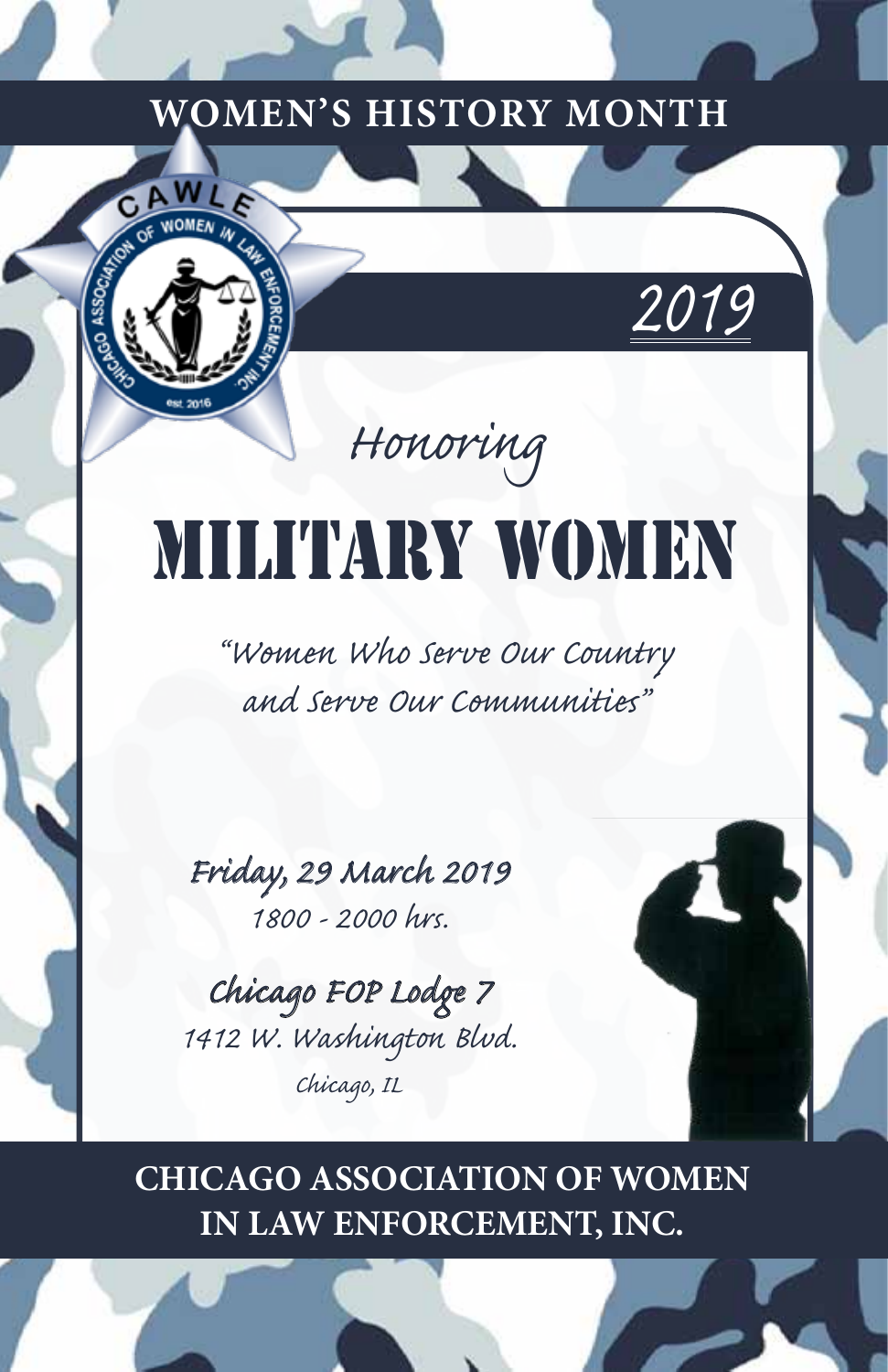# WOMEN'S HISTORY MONTH

CAWLE — Chicago Association of Women in Law Enforcement Inc. — est. 2016

2019

*Honoring*

# MILITARY WOMEN

*"Women Who Serve Our Country and Serve Our Communities"*

**Friday, 29 March 2019**
1800 - 2000 hrs.

**Chicago FOP Lodge 7**
1412 W. Washington Blvd.
Chicago, IL

## CHICAGO ASSOCIATION OF WOMEN IN LAW ENFORCEMENT, INC.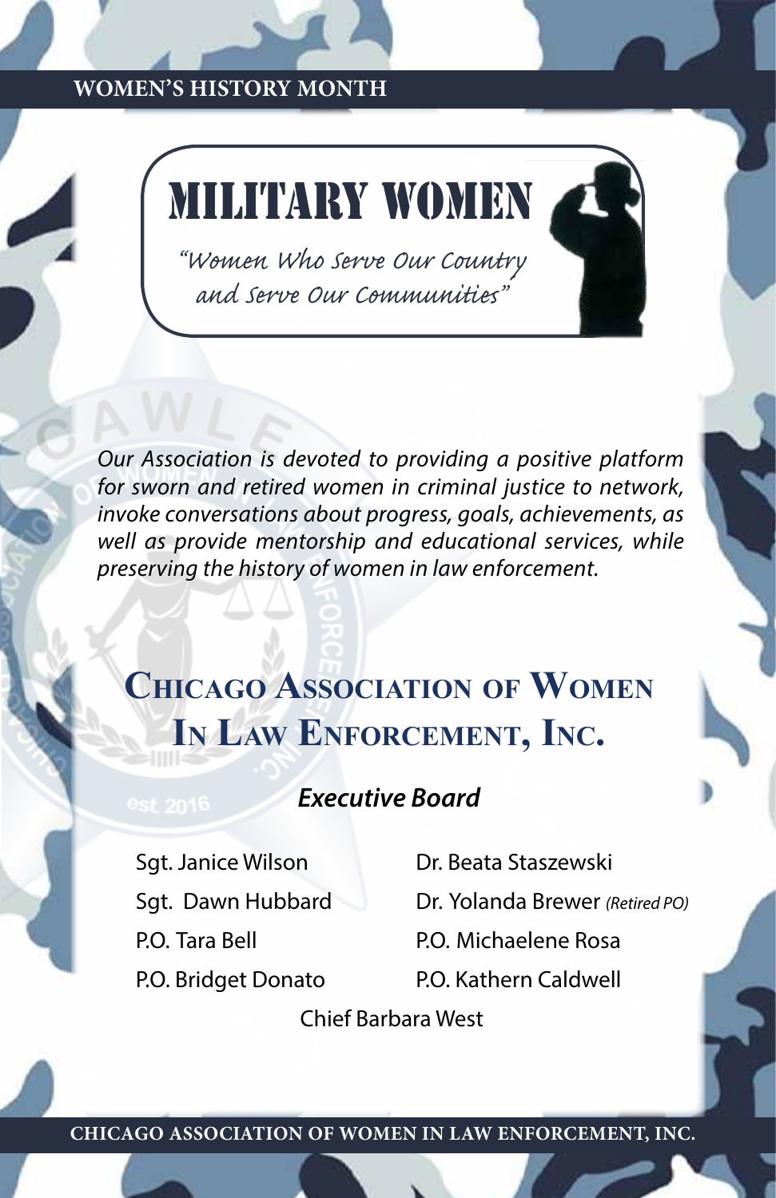WOMEN'S HISTORY MONTH

# MILITARY WOMEN

*"Women Who Serve Our Country and Serve Our Communities"*

*Our Association is devoted to providing a positive platform for sworn and retired women in criminal justice to network, invoke conversations about progress, goals, achievements, as well as provide mentorship and educational services, while preserving the history of women in law enforcement.*

## Chicago Association of Women In Law Enforcement, Inc.

### *Executive Board*

- Sgt. Janice Wilson
- Sgt. Dawn Hubbard
- P.O. Tara Bell
- P.O. Bridget Donato
- Dr. Beata Staszewski
- Dr. Yolanda Brewer *(Retired PO)*
- P.O. Michaelene Rosa
- P.O. Kathern Caldwell
- Chief Barbara West

CHICAGO ASSOCIATION OF WOMEN IN LAW ENFORCEMENT, INC.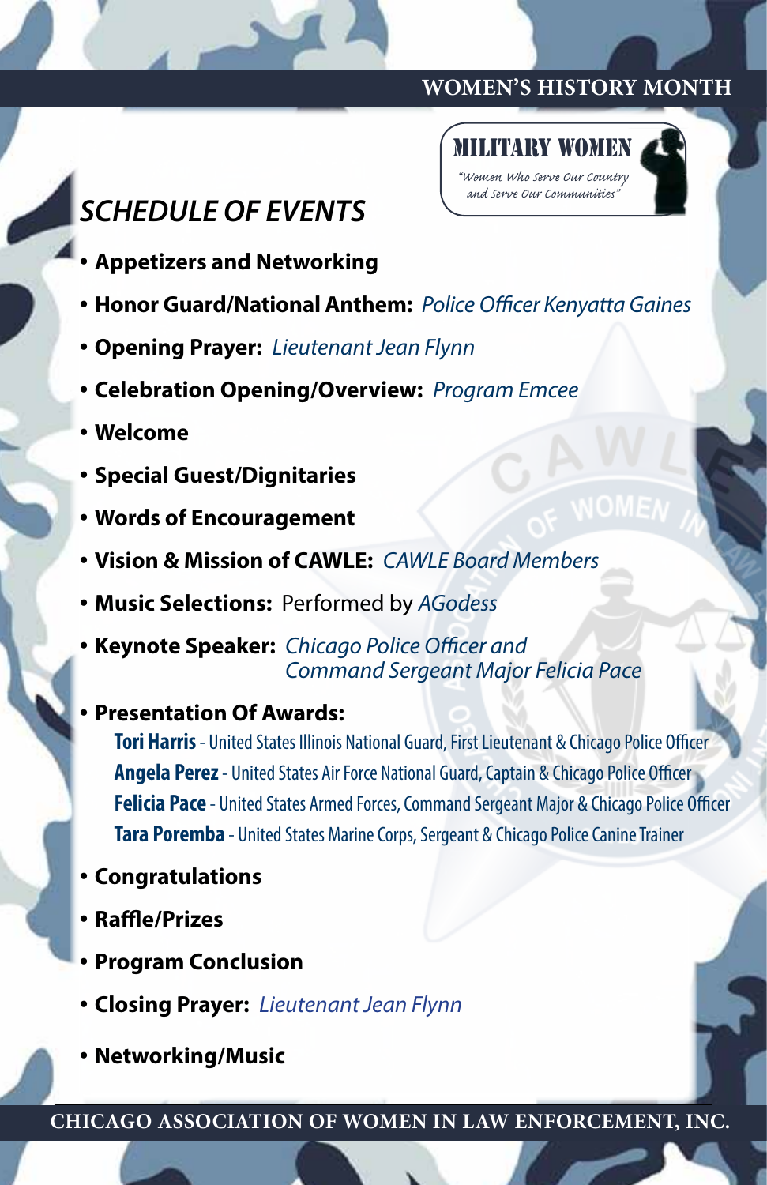WOMEN'S HISTORY MONTH

MILITARY WOMEN

*"Women Who Serve Our Country and Serve Our Communities"*

# *SCHEDULE OF EVENTS*

- **Appetizers and Networking**
- **Honor Guard/National Anthem:** *Police Officer Kenyatta Gaines*
- **Opening Prayer:** *Lieutenant Jean Flynn*
- **Celebration Opening/Overview:** *Program Emcee*
- **Welcome**
- **Special Guest/Dignitaries**
- **Words of Encouragement**
- **Vision & Mission of CAWLE:** *CAWLE Board Members*
- **Music Selections:** Performed by *AGodess*
- **Keynote Speaker:** *Chicago Police Officer and Command Sergeant Major Felicia Pace*
- **Presentation Of Awards:**
  - **Tori Harris** - United States Illinois National Guard, First Lieutenant & Chicago Police Officer
  - **Angela Perez** - United States Air Force National Guard, Captain & Chicago Police Officer
  - **Felicia Pace** - United States Armed Forces, Command Sergeant Major & Chicago Police Officer
  - **Tara Poremba** - United States Marine Corps, Sergeant & Chicago Police Canine Trainer
- **Congratulations**
- **Raffle/Prizes**
- **Program Conclusion**
- **Closing Prayer:** *Lieutenant Jean Flynn*
- **Networking/Music**

CHICAGO ASSOCIATION OF WOMEN IN LAW ENFORCEMENT, INC.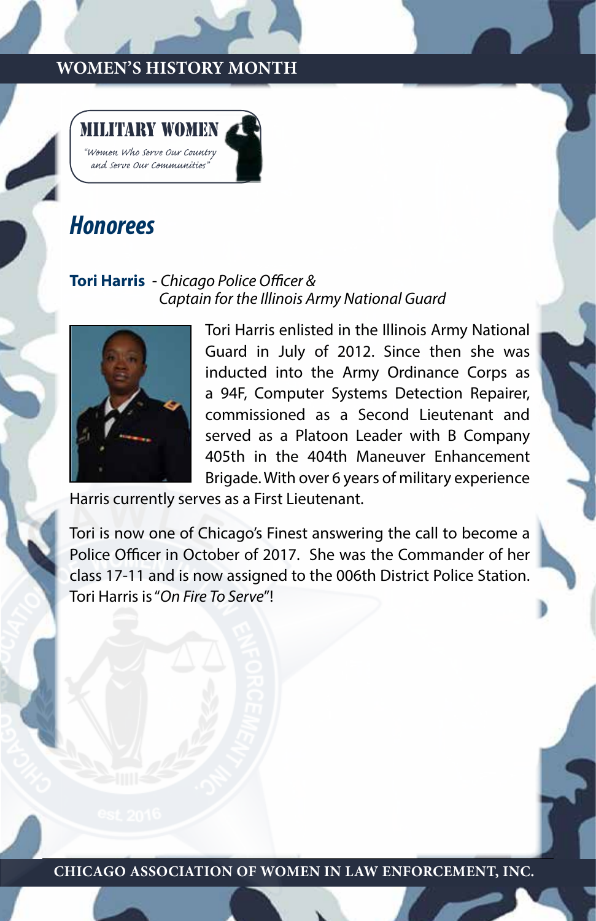MILITARY WOMEN

*"Women Who Serve Our Country and Serve Our Communities"*

## *Honorees*

**Tori Harris** - *Chicago Police Officer & Captain for the Illinois Army National Guard*

Tori Harris enlisted in the Illinois Army National Guard in July of 2012. Since then she was inducted into the Army Ordinance Corps as a 94F, Computer Systems Detection Repairer, commissioned as a Second Lieutenant and served as a Platoon Leader with B Company 405th in the 404th Maneuver Enhancement Brigade. With over 6 years of military experience Harris currently serves as a First Lieutenant.

Tori is now one of Chicago's Finest answering the call to become a Police Officer in October of 2017. She was the Commander of her class 17-11 and is now assigned to the 006th District Police Station. Tori Harris is "*On Fire To Serve*"!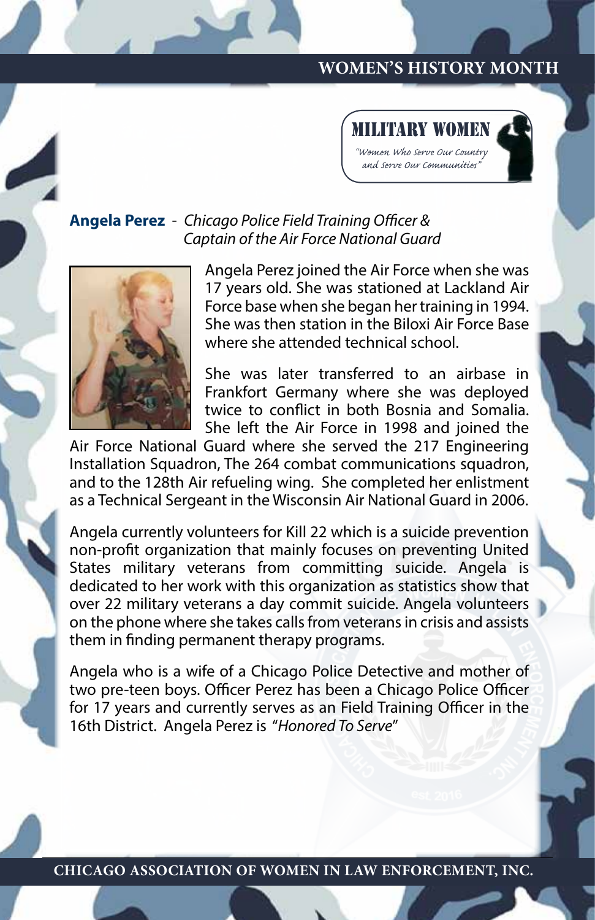# MILITARY WOMEN

*"Women Who Serve Our Country and Serve Our Communities"*

**Angela Perez** - *Chicago Police Field Training Officer & Captain of the Air Force National Guard*

Angela Perez joined the Air Force when she was 17 years old. She was stationed at Lackland Air Force base when she began her training in 1994. She was then station in the Biloxi Air Force Base where she attended technical school.

She was later transferred to an airbase in Frankfort Germany where she was deployed twice to conflict in both Bosnia and Somalia. She left the Air Force in 1998 and joined the Air Force National Guard where she served the 217 Engineering Installation Squadron, The 264 combat communications squadron, and to the 128th Air refueling wing. She completed her enlistment as a Technical Sergeant in the Wisconsin Air National Guard in 2006.

Angela currently volunteers for Kill 22 which is a suicide prevention non-profit organization that mainly focuses on preventing United States military veterans from committing suicide. Angela is dedicated to her work with this organization as statistics show that over 22 military veterans a day commit suicide. Angela volunteers on the phone where she takes calls from veterans in crisis and assists them in finding permanent therapy programs.

Angela who is a wife of a Chicago Police Detective and mother of two pre-teen boys. Officer Perez has been a Chicago Police Officer for 17 years and currently serves as an Field Training Officer in the 16th District. Angela Perez is "*Honored To Serve*"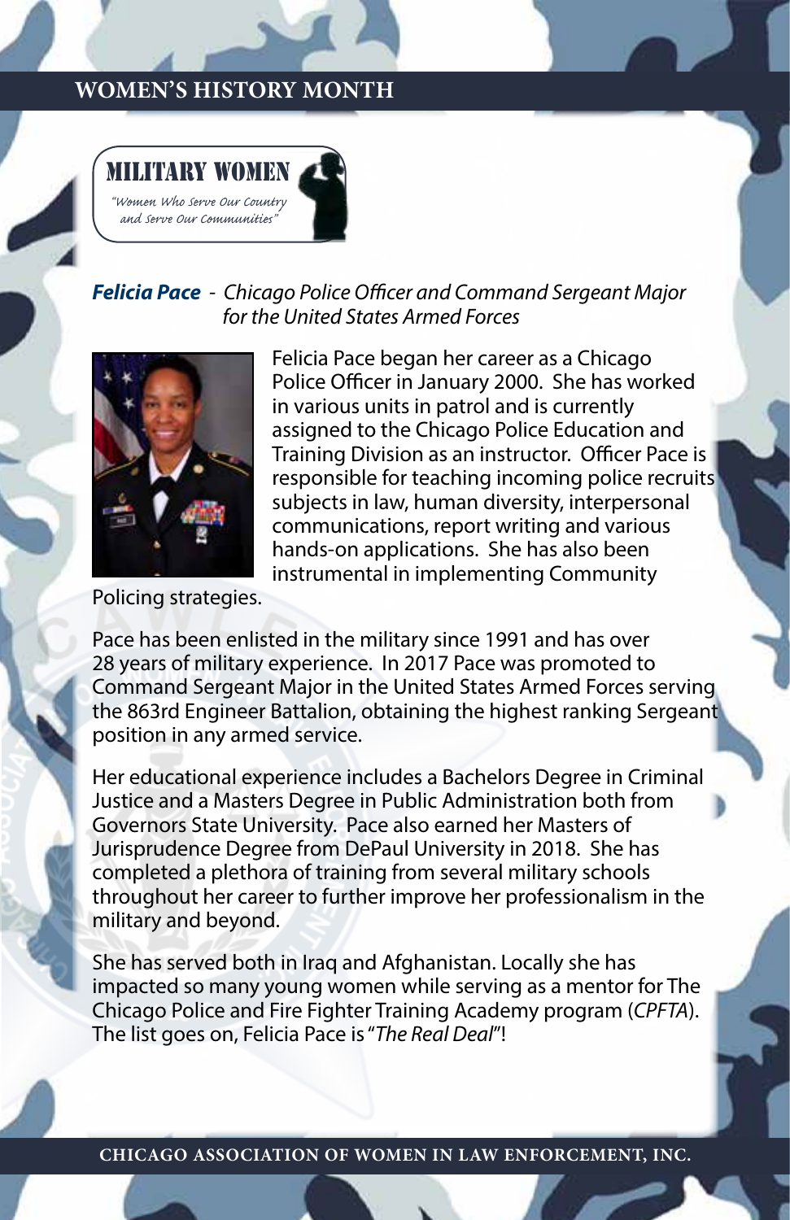## WOMEN'S HISTORY MONTH

**MILITARY WOMEN**

*"Women Who Serve Our Country and Serve Our Communities"*

***Felicia Pace*** - *Chicago Police Officer and Command Sergeant Major for the United States Armed Forces*

Felicia Pace began her career as a Chicago Police Officer in January 2000. She has worked in various units in patrol and is currently assigned to the Chicago Police Education and Training Division as an instructor. Officer Pace is responsible for teaching incoming police recruits subjects in law, human diversity, interpersonal communications, report writing and various hands-on applications. She has also been instrumental in implementing Community Policing strategies.

Pace has been enlisted in the military since 1991 and has over 28 years of military experience. In 2017 Pace was promoted to Command Sergeant Major in the United States Armed Forces serving the 863rd Engineer Battalion, obtaining the highest ranking Sergeant position in any armed service.

Her educational experience includes a Bachelors Degree in Criminal Justice and a Masters Degree in Public Administration both from Governors State University. Pace also earned her Masters of Jurisprudence Degree from DePaul University in 2018. She has completed a plethora of training from several military schools throughout her career to further improve her professionalism in the military and beyond.

She has served both in Iraq and Afghanistan. Locally she has impacted so many young women while serving as a mentor for The Chicago Police and Fire Fighter Training Academy program (*CPFTA*). The list goes on, Felicia Pace is "*The Real Deal*"!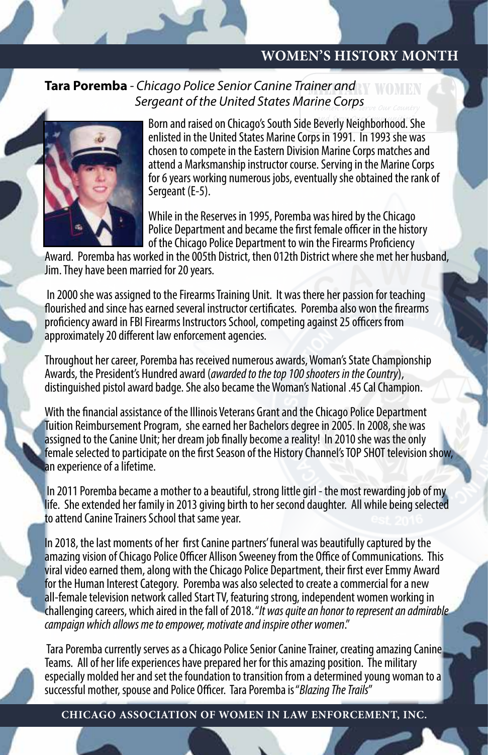# WOMEN'S HISTORY MONTH

**Tara Poremba** - *Chicago Police Senior Canine Trainer and Sergeant of the United States Marine Corps*

Born and raised on Chicago's South Side Beverly Neighborhood. She enlisted in the United States Marine Corps in 1991. In 1993 she was chosen to compete in the Eastern Division Marine Corps matches and attend a Marksmanship instructor course. Serving in the Marine Corps for 6 years working numerous jobs, eventually she obtained the rank of Sergeant (E-5).

While in the Reserves in 1995, Poremba was hired by the Chicago Police Department and became the first female officer in the history of the Chicago Police Department to win the Firearms Proficiency Award. Poremba has worked in the 005th District, then 012th District where she met her husband, Jim. They have been married for 20 years.

In 2000 she was assigned to the Firearms Training Unit. It was there her passion for teaching flourished and since has earned several instructor certificates. Poremba also won the firearms proficiency award in FBI Firearms Instructors School, competing against 25 officers from approximately 20 different law enforcement agencies.

Throughout her career, Poremba has received numerous awards, Woman's State Championship Awards, the President's Hundred award (*awarded to the top 100 shooters in the Country*), distinguished pistol award badge. She also became the Woman's National .45 Cal Champion.

With the financial assistance of the Illinois Veterans Grant and the Chicago Police Department Tuition Reimbursement Program, she earned her Bachelors degree in 2005. In 2008, she was assigned to the Canine Unit; her dream job finally become a reality! In 2010 she was the only female selected to participate on the first Season of the History Channel's TOP SHOT television show, an experience of a lifetime.

In 2011 Poremba became a mother to a beautiful, strong little girl - the most rewarding job of my life. She extended her family in 2013 giving birth to her second daughter. All while being selected to attend Canine Trainers School that same year.

In 2018, the last moments of her first Canine partners' funeral was beautifully captured by the amazing vision of Chicago Police Officer Allison Sweeney from the Office of Communications. This viral video earned them, along with the Chicago Police Department, their first ever Emmy Award for the Human Interest Category. Poremba was also selected to create a commercial for a new all-female television network called Start TV, featuring strong, independent women working in challenging careers, which aired in the fall of 2018. "*It was quite an honor to represent an admirable campaign which allows me to empower, motivate and inspire other women*."

Tara Poremba currently serves as a Chicago Police Senior Canine Trainer, creating amazing Canine Teams. All of her life experiences have prepared her for this amazing position. The military especially molded her and set the foundation to transition from a determined young woman to a successful mother, spouse and Police Officer. Tara Poremba is "*Blazing The Trails*"

**CHICAGO ASSOCIATION OF WOMEN IN LAW ENFORCEMENT, INC.**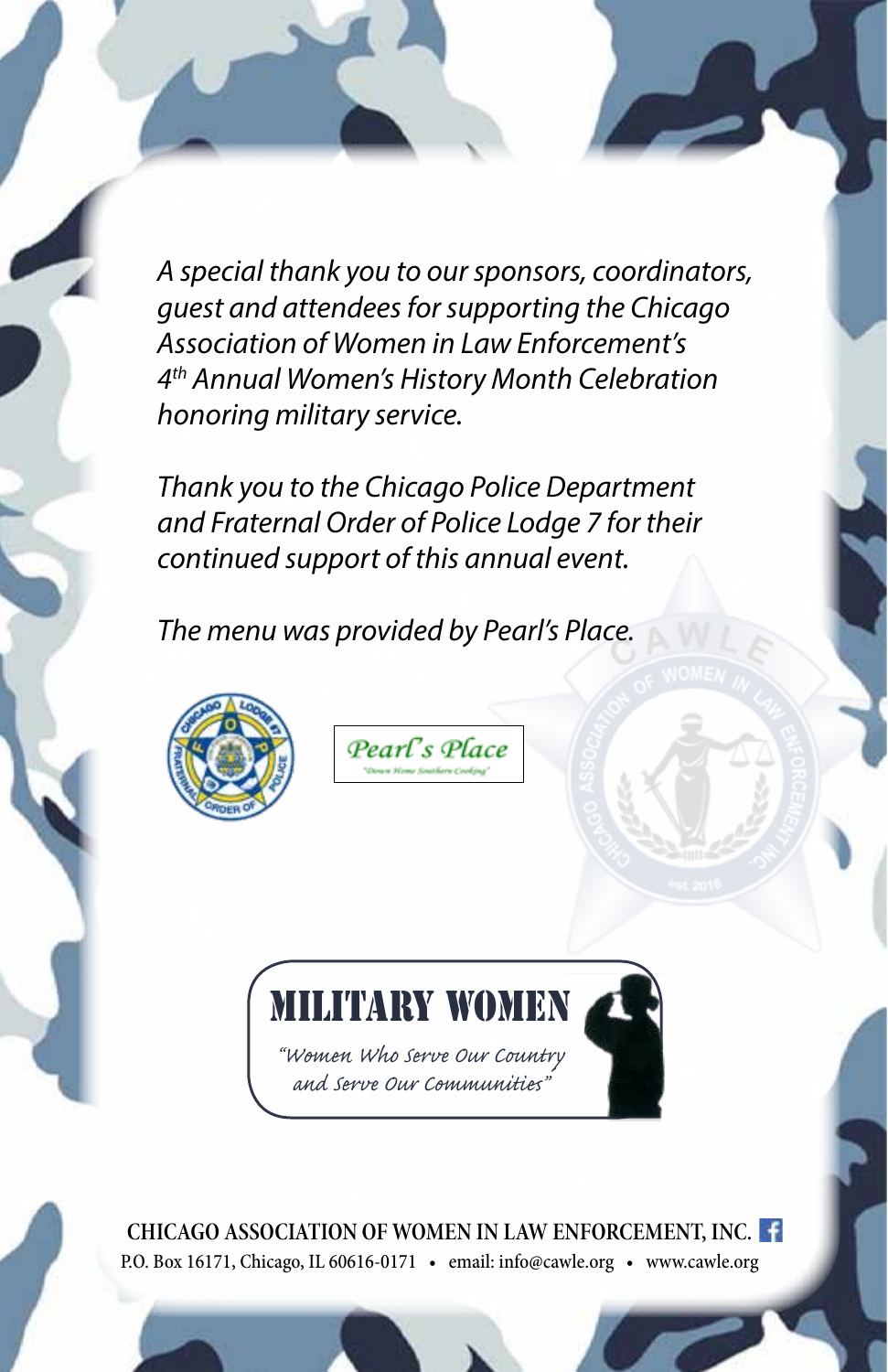*A special thank you to our sponsors, coordinators, guest and attendees for supporting the Chicago Association of Women in Law Enforcement's 4th Annual Women's History Month Celebration honoring military service.*

*Thank you to the Chicago Police Department and Fraternal Order of Police Lodge 7 for their continued support of this annual event.*

*The menu was provided by Pearl's Place.*

Pearl's Place
"Down Home Southern Cooking"

# MILITARY WOMEN

*"Women Who Serve Our Country and Serve Our Communities"*

**CHICAGO ASSOCIATION OF WOMEN IN LAW ENFORCEMENT, INC.**

P.O. Box 16171, Chicago, IL 60616-0171 • email: info@cawle.org • www.cawle.org